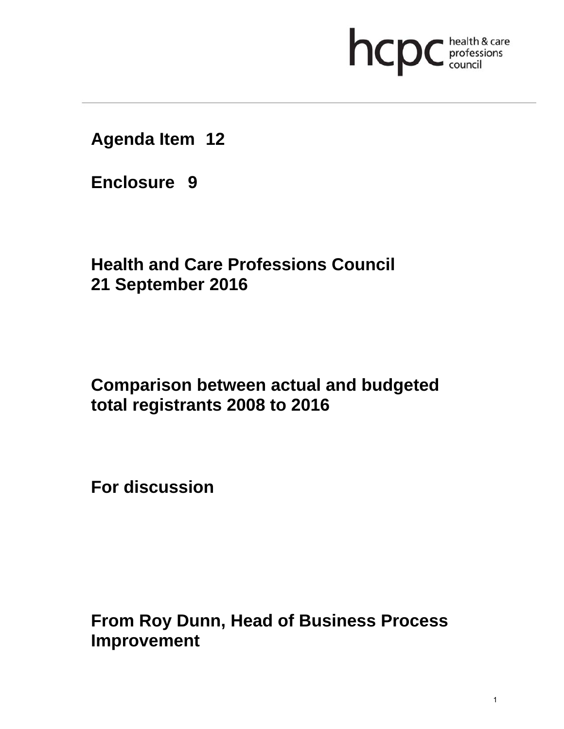hcpc health & care professions council

**Agenda Item 12**

**Enclosure 9**

**Health and Care Professions Council**
**21 September 2016**

**Comparison between actual and budgeted total registrants 2008 to 2016**

**For discussion**

**From Roy Dunn, Head of Business Process Improvement**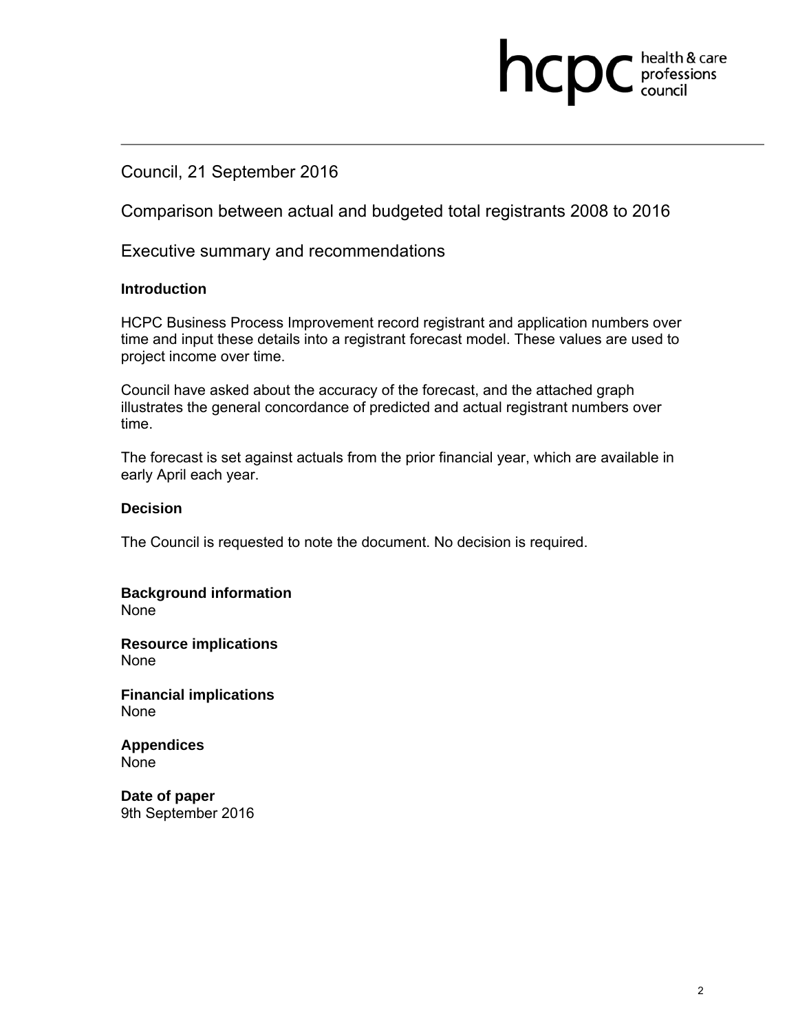Council, 21 September 2016

# Comparison between actual and budgeted total registrants 2008 to 2016

## Executive summary and recommendations

### Introduction

HCPC Business Process Improvement record registrant and application numbers over time and input these details into a registrant forecast model. These values are used to project income over time.

Council have asked about the accuracy of the forecast, and the attached graph illustrates the general concordance of predicted and actual registrant numbers over time.

The forecast is set against actuals from the prior financial year, which are available in early April each year.

### Decision

The Council is requested to note the document. No decision is required.

**Background information**
None

**Resource implications**
None

**Financial implications**
None

**Appendices**
None

**Date of paper**
9th September 2016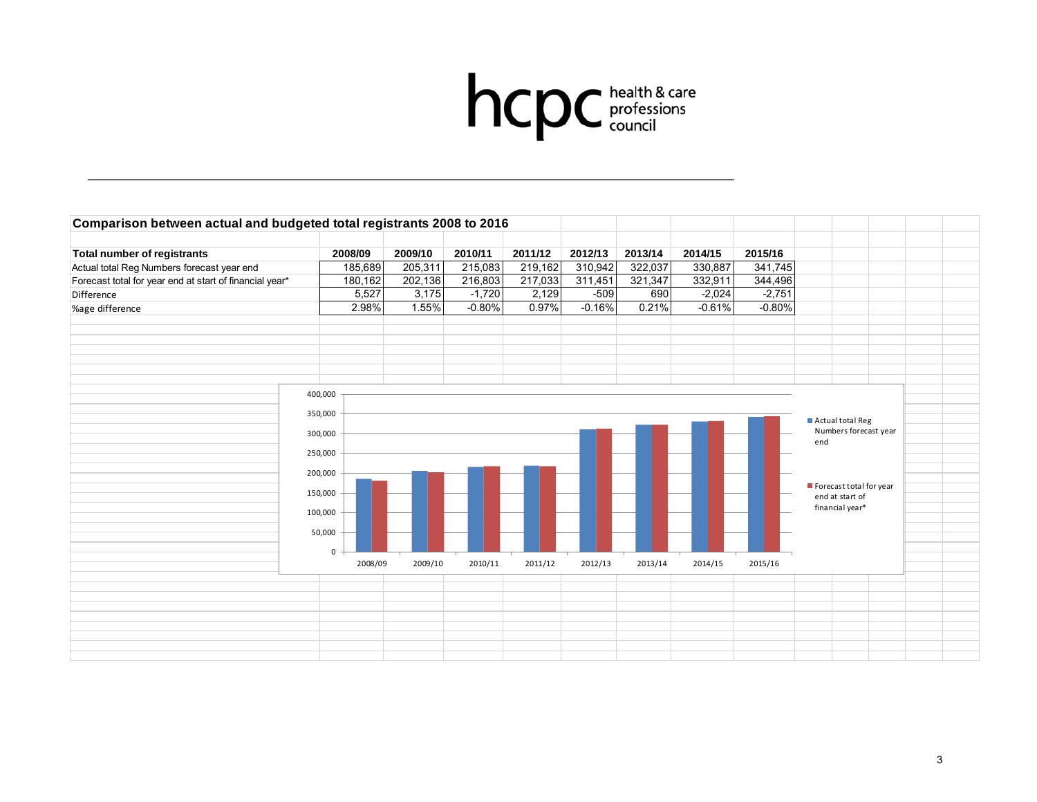hcpc health & care professions council

## Comparison between actual and budgeted total registrants 2008 to 2016

| Total number of registrants | 2008/09 | 2009/10 | 2010/11 | 2011/12 | 2012/13 | 2013/14 | 2014/15 | 2015/16 |
|---|---|---|---|---|---|---|---|---|
| Actual total Reg Numbers forecast year end | 185,689 | 205,311 | 215,083 | 219,162 | 310,942 | 322,037 | 330,887 | 341,745 |
| Forecast total for year end at start of financial year* | 180,162 | 202,136 | 216,803 | 217,033 | 311,451 | 321,347 | 332,911 | 344,496 |
| Difference | 5,527 | 3,175 | -1,720 | 2,129 | -509 | 690 | -2,024 | -2,751 |
| %age difference | 2.98% | 1.55% | -0.80% | 0.97% | -0.16% | 0.21% | -0.61% | -0.80% |

400,000
350,000
300,000
250,000
200,000
150,000
100,000
50,000
0

2008/09 2009/10 2010/11 2011/12 2012/13 2013/14 2014/15 2015/16

Actual total Reg Numbers forecast year end

Forecast total for year end at start of financial year*